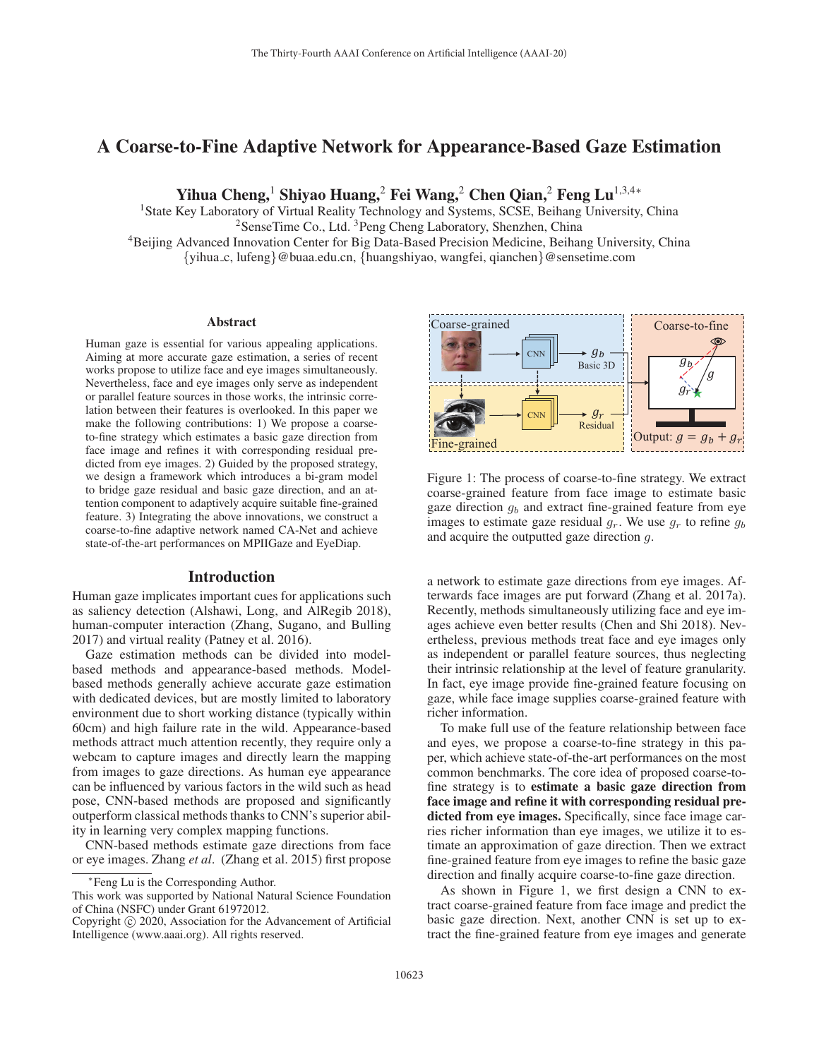# A Coarse-to-Fine Adaptive Network for Appearance-Based Gaze Estimation

**Yihua Cheng,[1] Shiyao Huang,[2] Fei Wang,[2] Chen Qian,[2] Feng Lu[1,3,4*]**

[1]State Key Laboratory of Virtual Reality Technology and Systems, SCSE, Beihang University, China
[2]SenseTime Co., Ltd. [3]Peng Cheng Laboratory, Shenzhen, China
[4]Beijing Advanced Innovation Center for Big Data-Based Precision Medicine, Beihang University, China
{yihua_c, lufeng}@buaa.edu.cn, {huangshiyao, wangfei, qianchen}@sensetime.com

## Abstract

Human gaze is essential for various appealing applications. Aiming at more accurate gaze estimation, a series of recent works propose to utilize face and eye images simultaneously. Nevertheless, face and eye images only serve as independent or parallel feature sources in those works, the intrinsic correlation between their features is overlooked. In this paper we make the following contributions: 1) We propose a coarse-to-fine strategy which estimates a basic gaze direction from face image and refines it with corresponding residual predicted from eye images. 2) Guided by the proposed strategy, we design a framework which introduces a bi-gram model to bridge gaze residual and basic gaze direction, and an attention component to adaptively acquire suitable fine-grained feature. 3) Integrating the above innovations, we construct a coarse-to-fine adaptive network named CA-Net and achieve state-of-the-art performances on MPIIGaze and EyeDiap.

Figure 1: The process of coarse-to-fine strategy. We extract coarse-grained feature from face image to estimate basic gaze direction $g_b$ and extract fine-grained feature from eye images to estimate gaze residual $g_r$. We use $g_r$ to refine $g_b$ and acquire the outputted gaze direction $g$.

## Introduction

Human gaze implicates important cues for applications such as saliency detection (Alshawi, Long, and AlRegib 2018), human-computer interaction (Zhang, Sugano, and Bulling 2017) and virtual reality (Patney et al. 2016).

Gaze estimation methods can be divided into model-based methods and appearance-based methods. Model-based methods generally achieve accurate gaze estimation with dedicated devices, but are mostly limited to laboratory environment due to short working distance (typically within 60cm) and high failure rate in the wild. Appearance-based methods attract much attention recently, they require only a webcam to capture images and directly learn the mapping from images to gaze directions. As human eye appearance can be influenced by various factors in the wild such as head pose, CNN-based methods are proposed and significantly outperform classical methods thanks to CNN's superior ability in learning very complex mapping functions.

CNN-based methods estimate gaze directions from face or eye images. Zhang *et al*. (Zhang et al. 2015) first propose a network to estimate gaze directions from eye images. Afterwards face images are put forward (Zhang et al. 2017a). Recently, methods simultaneously utilizing face and eye images achieve even better results (Chen and Shi 2018). Nevertheless, previous methods treat face and eye images only as independent or parallel feature sources, thus neglecting their intrinsic relationship at the level of feature granularity. In fact, eye image provide fine-grained feature focusing on gaze, while face image supplies coarse-grained feature with richer information.

To make full use of the feature relationship between face and eyes, we propose a coarse-to-fine strategy in this paper, which achieve state-of-the-art performances on the most common benchmarks. The core idea of proposed coarse-to-fine strategy is to **estimate a basic gaze direction from face image and refine it with corresponding residual predicted from eye images.** Specifically, since face image carries richer information than eye images, we utilize it to estimate an approximation of gaze direction. Then we extract fine-grained feature from eye images to refine the basic gaze direction and finally acquire coarse-to-fine gaze direction.

As shown in Figure 1, we first design a CNN to extract coarse-grained feature from face image and predict the basic gaze direction. Next, another CNN is set up to extract the fine-grained feature from eye images and generate

*Feng Lu is the Corresponding Author.
This work was supported by National Natural Science Foundation of China (NSFC) under Grant 61972012.
Copyright © 2020, Association for the Advancement of Artificial Intelligence (www.aaai.org). All rights reserved.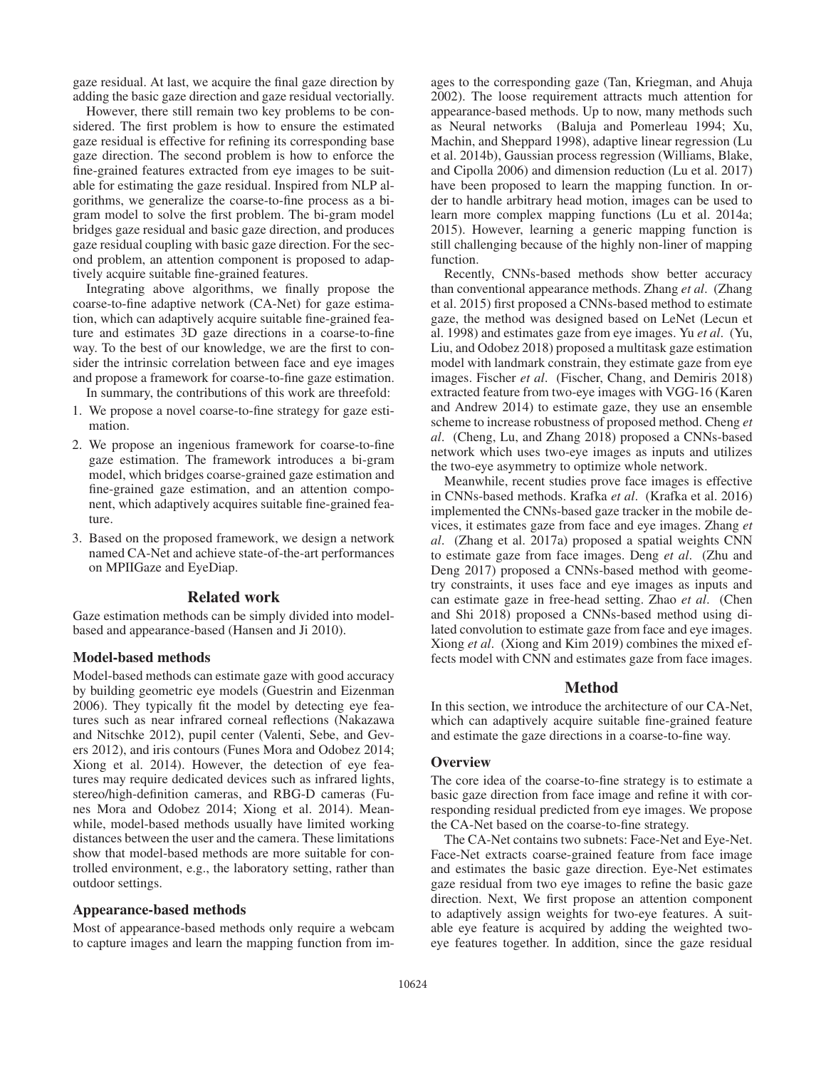gaze residual. At last, we acquire the final gaze direction by adding the basic gaze direction and gaze residual vectorially.

However, there still remain two key problems to be considered. The first problem is how to ensure the estimated gaze residual is effective for refining its corresponding base gaze direction. The second problem is how to enforce the fine-grained features extracted from eye images to be suitable for estimating the gaze residual. Inspired from NLP algorithms, we generalize the coarse-to-fine process as a bi-gram model to solve the first problem. The bi-gram model bridges gaze residual and basic gaze direction, and produces gaze residual coupling with basic gaze direction. For the second problem, an attention component is proposed to adaptively acquire suitable fine-grained features.

Integrating above algorithms, we finally propose the coarse-to-fine adaptive network (CA-Net) for gaze estimation, which can adaptively acquire suitable fine-grained feature and estimates 3D gaze directions in a coarse-to-fine way. To the best of our knowledge, we are the first to consider the intrinsic correlation between face and eye images and propose a framework for coarse-to-fine gaze estimation.

In summary, the contributions of this work are threefold:

1. We propose a novel coarse-to-fine strategy for gaze estimation.
2. We propose an ingenious framework for coarse-to-fine gaze estimation. The framework introduces a bi-gram model, which bridges coarse-grained gaze estimation and fine-grained gaze estimation, and an attention component, which adaptively acquires suitable fine-grained feature.
3. Based on the proposed framework, we design a network named CA-Net and achieve state-of-the-art performances on MPIIGaze and EyeDiap.

## Related work

Gaze estimation methods can be simply divided into model-based and appearance-based (Hansen and Ji 2010).

### Model-based methods

Model-based methods can estimate gaze with good accuracy by building geometric eye models (Guestrin and Eizenman 2006). They typically fit the model by detecting eye features such as near infrared corneal reflections (Nakazawa and Nitschke 2012), pupil center (Valenti, Sebe, and Gevers 2012), and iris contours (Funes Mora and Odobez 2014; Xiong et al. 2014). However, the detection of eye features may require dedicated devices such as infrared lights, stereo/high-definition cameras, and RBG-D cameras (Funes Mora and Odobez 2014; Xiong et al. 2014). Meanwhile, model-based methods usually have limited working distances between the user and the camera. These limitations show that model-based methods are more suitable for controlled environment, e.g., the laboratory setting, rather than outdoor settings.

### Appearance-based methods

Most of appearance-based methods only require a webcam to capture images and learn the mapping function from images to the corresponding gaze (Tan, Kriegman, and Ahuja 2002). The loose requirement attracts much attention for appearance-based methods. Up to now, many methods such as Neural networks (Baluja and Pomerleau 1994; Xu, Machin, and Sheppard 1998), adaptive linear regression (Lu et al. 2014b), Gaussian process regression (Williams, Blake, and Cipolla 2006) and dimension reduction (Lu et al. 2017) have been proposed to learn the mapping function. In order to handle arbitrary head motion, images can be used to learn more complex mapping functions (Lu et al. 2014a; 2015). However, learning a generic mapping function is still challenging because of the highly non-liner of mapping function.

Recently, CNNs-based methods show better accuracy than conventional appearance methods. Zhang *et al*. (Zhang et al. 2015) first proposed a CNNs-based method to estimate gaze, the method was designed based on LeNet (Lecun et al. 1998) and estimates gaze from eye images. Yu *et al*. (Yu, Liu, and Odobez 2018) proposed a multitask gaze estimation model with landmark constrain, they estimate gaze from eye images. Fischer *et al*. (Fischer, Chang, and Demiris 2018) extracted feature from two-eye images with VGG-16 (Karen and Andrew 2014) to estimate gaze, they use an ensemble scheme to increase robustness of proposed method. Cheng *et al*. (Cheng, Lu, and Zhang 2018) proposed a CNNs-based network which uses two-eye images as inputs and utilizes the two-eye asymmetry to optimize whole network.

Meanwhile, recent studies prove face images is effective in CNNs-based methods. Krafka *et al*. (Krafka et al. 2016) implemented the CNNs-based gaze tracker in the mobile devices, it estimates gaze from face and eye images. Zhang *et al*. (Zhang et al. 2017a) proposed a spatial weights CNN to estimate gaze from face images. Deng *et al*. (Zhu and Deng 2017) proposed a CNNs-based method with geometry constraints, it uses face and eye images as inputs and can estimate gaze in free-head setting. Zhao *et al*. (Chen and Shi 2018) proposed a CNNs-based method using dilated convolution to estimate gaze from face and eye images. Xiong *et al*. (Xiong and Kim 2019) combines the mixed effects model with CNN and estimates gaze from face images.

## Method

In this section, we introduce the architecture of our CA-Net, which can adaptively acquire suitable fine-grained feature and estimate the gaze directions in a coarse-to-fine way.

### Overview

The core idea of the coarse-to-fine strategy is to estimate a basic gaze direction from face image and refine it with corresponding residual predicted from eye images. We propose the CA-Net based on the coarse-to-fine strategy.

The CA-Net contains two subnets: Face-Net and Eye-Net. Face-Net extracts coarse-grained feature from face image and estimates the basic gaze direction. Eye-Net estimates gaze residual from two eye images to refine the basic gaze direction. Next, We first propose an attention component to adaptively assign weights for two-eye features. A suitable eye feature is acquired by adding the weighted two-eye features together. In addition, since the gaze residual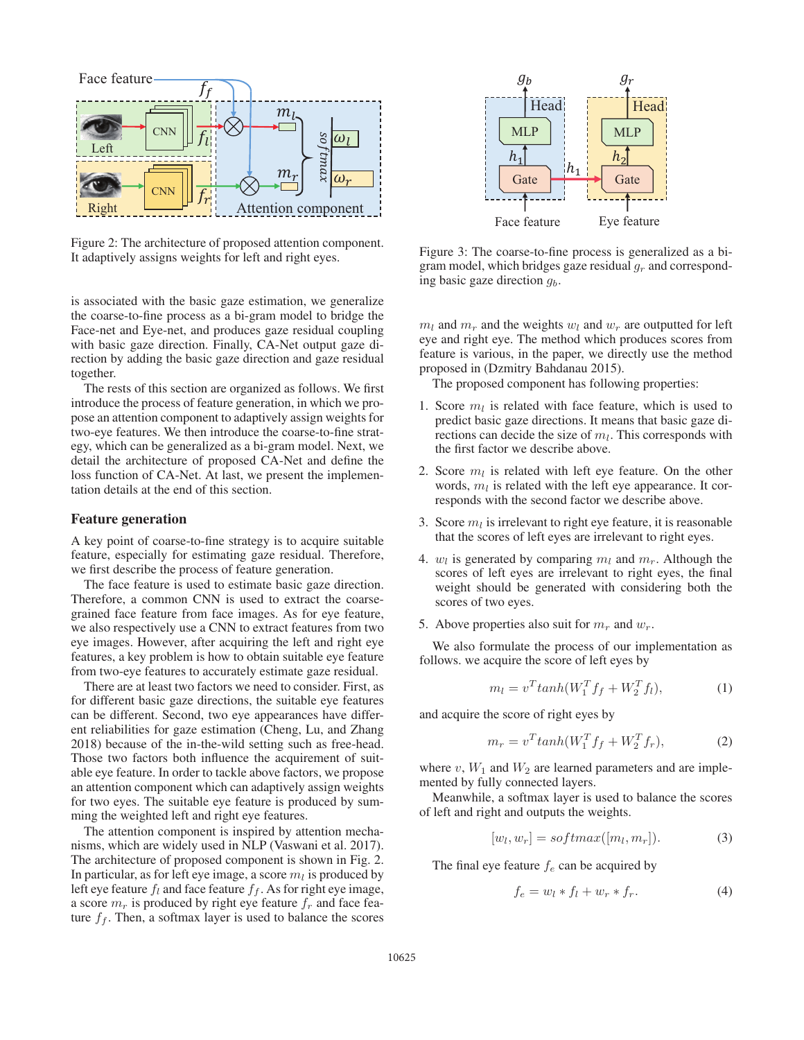Figure 2: The architecture of proposed attention component. It adaptively assigns weights for left and right eyes.

is associated with the basic gaze estimation, we generalize the coarse-to-fine process as a bi-gram model to bridge the Face-net and Eye-net, and produces gaze residual coupling with basic gaze direction. Finally, CA-Net output gaze direction by adding the basic gaze direction and gaze residual together.

The rests of this section are organized as follows. We first introduce the process of feature generation, in which we propose an attention component to adaptively assign weights for two-eye features. We then introduce the coarse-to-fine strategy, which can be generalized as a bi-gram model. Next, we detail the architecture of proposed CA-Net and define the loss function of CA-Net. At last, we present the implementation details at the end of this section.

## Feature generation

A key point of coarse-to-fine strategy is to acquire suitable feature, especially for estimating gaze residual. Therefore, we first describe the process of feature generation.

The face feature is used to estimate basic gaze direction. Therefore, a common CNN is used to extract the coarse-grained face feature from face images. As for eye feature, we also respectively use a CNN to extract features from two eye images. However, after acquiring the left and right eye features, a key problem is how to obtain suitable eye feature from two-eye features to accurately estimate gaze residual.

There are at least two factors we need to consider. First, as for different basic gaze directions, the suitable eye features can be different. Second, two eye appearances have different reliabilities for gaze estimation (Cheng, Lu, and Zhang 2018) because of the in-the-wild setting such as free-head. Those two factors both influence the acquirement of suitable eye feature. In order to tackle above factors, we propose an attention component which can adaptively assign weights for two eyes. The suitable eye feature is produced by summing the weighted left and right eye features.

The attention component is inspired by attention mechanisms, which are widely used in NLP (Vaswani et al. 2017). The architecture of proposed component is shown in Fig. 2. In particular, as for left eye image, a score $m_l$ is produced by left eye feature $f_l$ and face feature $f_f$. As for right eye image, a score $m_r$ is produced by right eye feature $f_r$ and face feature $f_f$. Then, a softmax layer is used to balance the scores

Figure 3: The coarse-to-fine process is generalized as a bi-gram model, which bridges gaze residual $g_r$ and corresponding basic gaze direction $g_b$.

$m_l$ and $m_r$ and the weights $w_l$ and $w_r$ are outputted for left eye and right eye. The method which produces scores from feature is various, in the paper, we directly use the method proposed in (Dzmitry Bahdanau 2015).

The proposed component has following properties:

1. Score $m_l$ is related with face feature, which is used to predict basic gaze directions. It means that basic gaze directions can decide the size of $m_l$. This corresponds with the first factor we describe above.
2. Score $m_l$ is related with left eye feature. On the other words, $m_l$ is related with the left eye appearance. It corresponds with the second factor we describe above.
3. Score $m_l$ is irrelevant to right eye feature, it is reasonable that the scores of left eyes are irrelevant to right eyes.
4. $w_l$ is generated by comparing $m_l$ and $m_r$. Although the scores of left eyes are irrelevant to right eyes, the final weight should be generated with considering both the scores of two eyes.
5. Above properties also suit for $m_r$ and $w_r$.

We also formulate the process of our implementation as follows. we acquire the score of left eyes by

$$m_l = v^T tanh(W_1^T f_f + W_2^T f_l), \tag{1}$$

and acquire the score of right eyes by

$$m_r = v^T tanh(W_1^T f_f + W_2^T f_r), \tag{2}$$

where $v$, $W_1$ and $W_2$ are learned parameters and are implemented by fully connected layers.

Meanwhile, a softmax layer is used to balance the scores of left and right and outputs the weights.

$$[w_l, w_r] = softmax([m_l, m_r]). \tag{3}$$

The final eye feature $f_e$ can be acquired by

$$f_e = w_l * f_l + w_r * f_r. \tag{4}$$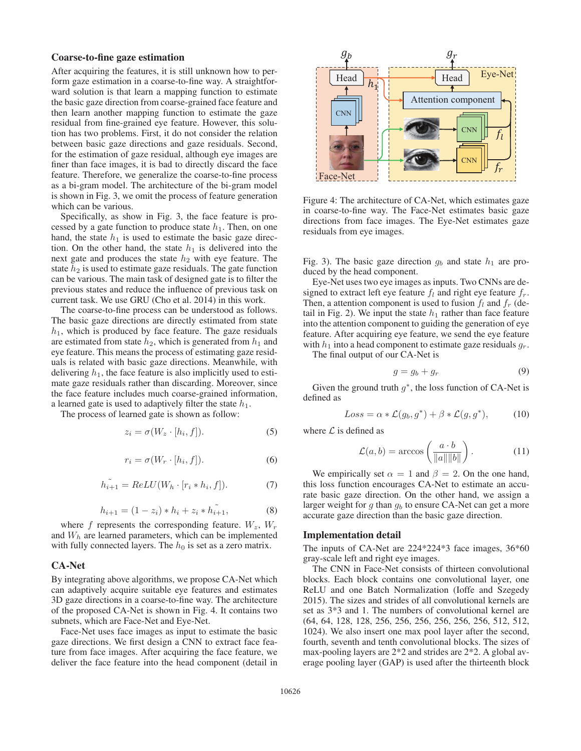### Coarse-to-fine gaze estimation

After acquiring the features, it is still unknown how to perform gaze estimation in a coarse-to-fine way. A straightforward solution is that learn a mapping function to estimate the basic gaze direction from coarse-grained face feature and then learn another mapping function to estimate the gaze residual from fine-grained eye feature. However, this solution has two problems. First, it do not consider the relation between basic gaze directions and gaze residuals. Second, for the estimation of gaze residual, although eye images are finer than face images, it is bad to directly discard the face feature. Therefore, we generalize the coarse-to-fine process as a bi-gram model. The architecture of the bi-gram model is shown in Fig. 3, we omit the process of feature generation which can be various.

Specifically, as show in Fig. 3, the face feature is processed by a gate function to produce state $h_1$. Then, on one hand, the state $h_1$ is used to estimate the basic gaze direction. On the other hand, the state $h_1$ is delivered into the next gate and produces the state $h_2$ with eye feature. The state $h_2$ is used to estimate gaze residuals. The gate function can be various. The main task of designed gate is to filter the previous states and reduce the influence of previous task on current task. We use GRU (Cho et al. 2014) in this work.

The coarse-to-fine process can be understood as follows. The basic gaze directions are directly estimated from state $h_1$, which is produced by face feature. The gaze residuals are estimated from state $h_2$, which is generated from $h_1$ and eye feature. This means the process of estimating gaze residuals is related with basic gaze directions. Meanwhile, with delivering $h_1$, the face feature is also implicitly used to estimate gaze residuals rather than discarding. Moreover, since the face feature includes much coarse-grained information, a learned gate is used to adaptively filter the state $h_1$.

The process of learned gate is shown as follow:

$$z_i = \sigma(W_z \cdot [h_i, f]). \tag{5}$$

$$r_i = \sigma(W_r \cdot [h_i, f]). \tag{6}$$

$$\tilde{h_{i+1}} = ReLU(W_h \cdot [r_i * h_i, f]). \tag{7}$$

$$h_{i+1} = (1 - z_i) * h_i + z_i * \tilde{h_{i+1}}, \tag{8}$$

where $f$ represents the corresponding feature. $W_z$, $W_r$ and $W_h$ are learned parameters, which can be implemented with fully connected layers. The $h_0$ is set as a zero matrix.

### CA-Net

By integrating above algorithms, we propose CA-Net which can adaptively acquire suitable eye features and estimates 3D gaze directions in a coarse-to-fine way. The architecture of the proposed CA-Net is shown in Fig. 4. It contains two subnets, which are Face-Net and Eye-Net.

Face-Net uses face images as input to estimate the basic gaze directions. We first design a CNN to extract face feature from face images. After acquiring the face feature, we deliver the face feature into the head component (detail in Fig. 3). The basic gaze direction $g_b$ and state $h_1$ are produced by the head component.

Figure 4: The architecture of CA-Net, which estimates gaze in coarse-to-fine way. The Face-Net estimates basic gaze directions from face images. The Eye-Net estimates gaze residuals from eye images.

Eye-Net uses two eye images as inputs. Two CNNs are designed to extract left eye feature $f_l$ and right eye feature $f_r$. Then, a attention component is used to fusion $f_l$ and $f_r$ (detail in Fig. 2). We input the state $h_1$ rather than face feature into the attention component to guiding the generation of eye feature. After acquiring the eye feature, we send the eye feature with $h_1$ into a head component to estimate gaze residuals $g_r$.

The final output of our CA-Net is

$$g = g_b + g_r \tag{9}$$

Given the ground truth $g^*$, the loss function of CA-Net is defined as

$$Loss = \alpha * \mathcal{L}(g_b, g^*) + \beta * \mathcal{L}(g, g^*), \tag{10}$$

where $\mathcal{L}$ is defined as

$$\mathcal{L}(a, b) = \arccos\left(\frac{a \cdot b}{\|a\|\|b\|}\right). \tag{11}$$

We empirically set $\alpha = 1$ and $\beta = 2$. On the one hand, this loss function encourages CA-Net to estimate an accurate basic gaze direction. On the other hand, we assign a larger weight for $g$ than $g_b$ to ensure CA-Net can get a more accurate gaze direction than the basic gaze direction.

### Implementation detail

The inputs of CA-Net are 224*224*3 face images, 36*60 gray-scale left and right eye images.

The CNN in Face-Net consists of thirteen convolutional blocks. Each block contains one convolutional layer, one ReLU and one Batch Normalization (Ioffe and Szegedy 2015). The sizes and strides of all convolutional kernels are set as 3*3 and 1. The numbers of convolutional kernel are (64, 64, 128, 128, 256, 256, 256, 256, 256, 256, 512, 512, 1024). We also insert one max pool layer after the second, fourth, seventh and tenth convolutional blocks. The sizes of max-pooling layers are 2*2 and strides are 2*2. A global average pooling layer (GAP) is used after the thirteenth block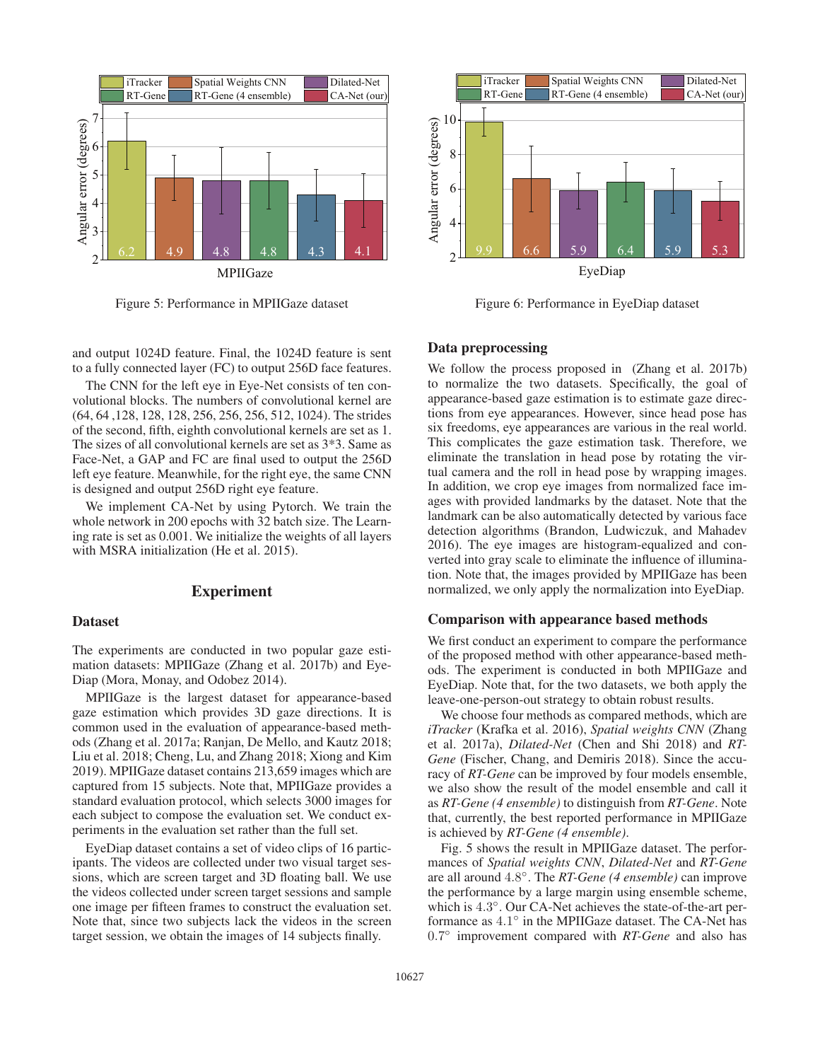Figure 5: Performance in MPIIGaze dataset

Figure 6: Performance in EyeDiap dataset

and output 1024D feature. Final, the 1024D feature is sent to a fully connected layer (FC) to output 256D face features.

The CNN for the left eye in Eye-Net consists of ten convolutional blocks. The numbers of convolutional kernel are (64, 64 ,128, 128, 128, 256, 256, 256, 512, 1024). The strides of the second, fifth, eighth convolutional kernels are set as 1. The sizes of all convolutional kernels are set as 3*3. Same as Face-Net, a GAP and FC are final used to output the 256D left eye feature. Meanwhile, for the right eye, the same CNN is designed and output 256D right eye feature.

We implement CA-Net by using Pytorch. We train the whole network in 200 epochs with 32 batch size. The Learning rate is set as 0.001. We initialize the weights of all layers with MSRA initialization (He et al. 2015).

## Experiment

### Dataset

The experiments are conducted in two popular gaze estimation datasets: MPIIGaze (Zhang et al. 2017b) and EyeDiap (Mora, Monay, and Odobez 2014).

MPIIGaze is the largest dataset for appearance-based gaze estimation which provides 3D gaze directions. It is common used in the evaluation of appearance-based methods (Zhang et al. 2017a; Ranjan, De Mello, and Kautz 2018; Liu et al. 2018; Cheng, Lu, and Zhang 2018; Xiong and Kim 2019). MPIIGaze dataset contains 213,659 images which are captured from 15 subjects. Note that, MPIIGaze provides a standard evaluation protocol, which selects 3000 images for each subject to compose the evaluation set. We conduct experiments in the evaluation set rather than the full set.

EyeDiap dataset contains a set of video clips of 16 participants. The videos are collected under two visual target sessions, which are screen target and 3D floating ball. We use the videos collected under screen target sessions and sample one image per fifteen frames to construct the evaluation set. Note that, since two subjects lack the videos in the screen target session, we obtain the images of 14 subjects finally.

### Data preprocessing

We follow the process proposed in (Zhang et al. 2017b) to normalize the two datasets. Specifically, the goal of appearance-based gaze estimation is to estimate gaze directions from eye appearances. However, since head pose has six freedoms, eye appearances are various in the real world. This complicates the gaze estimation task. Therefore, we eliminate the translation in head pose by rotating the virtual camera and the roll in head pose by wrapping images. In addition, we crop eye images from normalized face images with provided landmarks by the dataset. Note that the landmark can be also automatically detected by various face detection algorithms (Brandon, Ludwiczuk, and Mahadev 2016). The eye images are histogram-equalized and converted into gray scale to eliminate the influence of illumination. Note that, the images provided by MPIIGaze has been normalized, we only apply the normalization into EyeDiap.

### Comparison with appearance based methods

We first conduct an experiment to compare the performance of the proposed method with other appearance-based methods. The experiment is conducted in both MPIIGaze and EyeDiap. Note that, for the two datasets, we both apply the leave-one-person-out strategy to obtain robust results.

We choose four methods as compared methods, which are *iTracker* (Krafka et al. 2016), *Spatial weights CNN* (Zhang et al. 2017a), *Dilated-Net* (Chen and Shi 2018) and *RT-Gene* (Fischer, Chang, and Demiris 2018). Since the accuracy of *RT-Gene* can be improved by four models ensemble, we also show the result of the model ensemble and call it as *RT-Gene (4 ensemble)* to distinguish from *RT-Gene*. Note that, currently, the best reported performance in MPIIGaze is achieved by *RT-Gene (4 ensemble)*.

Fig. 5 shows the result in MPIIGaze dataset. The performances of *Spatial weights CNN*, *Dilated-Net* and *RT-Gene* are all around $4.8^{\circ}$. The *RT-Gene (4 ensemble)* can improve the performance by a large margin using ensemble scheme, which is $4.3^{\circ}$. Our CA-Net achieves the state-of-the-art performance as $4.1^{\circ}$ in the MPIIGaze dataset. The CA-Net has $0.7^{\circ}$ improvement compared with *RT-Gene* and also has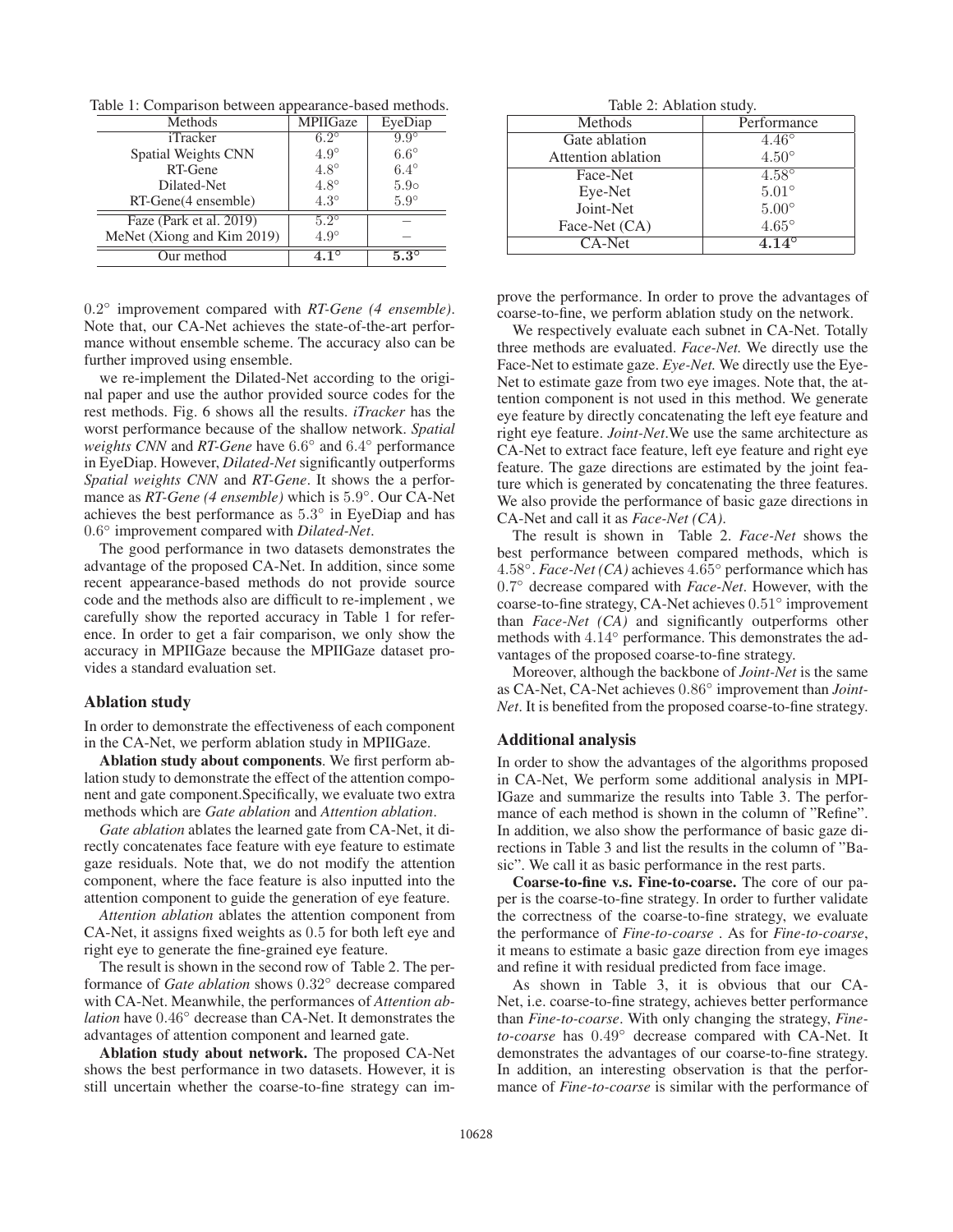Table 1: Comparison between appearance-based methods.

| Methods | MPIIGaze | EyeDiap |
|---|---|---|
| iTracker | $6.2°$ | $9.9°$ |
| Spatial Weights CNN | $4.9°$ | $6.6°$ |
| RT-Gene | $4.8°$ | $6.4°$ |
| Dilated-Net | $4.8°$ | $5.9\circ$ |
| RT-Gene(4 ensemble) | $4.3°$ | $5.9°$ |
| Faze (Park et al. 2019) | $5.2°$ | − |
| MeNet (Xiong and Kim 2019) | $4.9°$ | − |
| Our method | $\mathbf{4.1°}$ | $\mathbf{5.3°}$ |

Table 2: Ablation study.

| Methods | Performance |
|---|---|
| Gate ablation | $4.46°$ |
| Attention ablation | $4.50°$ |
| Face-Net | $4.58°$ |
| Eye-Net | $5.01°$ |
| Joint-Net | $5.00°$ |
| Face-Net (CA) | $4.65°$ |
| CA-Net | $\mathbf{4.14°}$ |

$0.2°$ improvement compared with *RT-Gene (4 ensemble)*. Note that, our CA-Net achieves the state-of-the-art performance without ensemble scheme. The accuracy also can be further improved using ensemble.

we re-implement the Dilated-Net according to the original paper and use the author provided source codes for the rest methods. Fig. 6 shows all the results. *iTracker* has the worst performance because of the shallow network. *Spatial weights CNN* and *RT-Gene* have $6.6°$ and $6.4°$ performance in EyeDiap. However, *Dilated-Net* significantly outperforms *Spatial weights CNN* and *RT-Gene*. It shows the a performance as *RT-Gene (4 ensemble)* which is $5.9°$. Our CA-Net achieves the best performance as $5.3°$ in EyeDiap and has $0.6°$ improvement compared with *Dilated-Net*.

The good performance in two datasets demonstrates the advantage of the proposed CA-Net. In addition, since some recent appearance-based methods do not provide source code and the methods also are difficult to re-implement , we carefully show the reported accuracy in Table 1 for reference. In order to get a fair comparison, we only show the accuracy in MPIIGaze because the MPIIGaze dataset provides a standard evaluation set.

## Ablation study

In order to demonstrate the effectiveness of each component in the CA-Net, we perform ablation study in MPIIGaze.

**Ablation study about components**. We first perform ablation study to demonstrate the effect of the attention component and gate component.Specifically, we evaluate two extra methods which are *Gate ablation* and *Attention ablation*.

*Gate ablation* ablates the learned gate from CA-Net, it directly concatenates face feature with eye feature to estimate gaze residuals. Note that, we do not modify the attention component, where the face feature is also inputted into the attention component to guide the generation of eye feature.

*Attention ablation* ablates the attention component from CA-Net, it assigns fixed weights as $0.5$ for both left eye and right eye to generate the fine-grained eye feature.

The result is shown in the second row of Table 2. The performance of *Gate ablation* shows $0.32°$ decrease compared with CA-Net. Meanwhile, the performances of *Attention ablation* have $0.46°$ decrease than CA-Net. It demonstrates the advantages of attention component and learned gate.

**Ablation study about network.** The proposed CA-Net shows the best performance in two datasets. However, it is still uncertain whether the coarse-to-fine strategy can improve the performance. In order to prove the advantages of coarse-to-fine, we perform ablation study on the network.

We respectively evaluate each subnet in CA-Net. Totally three methods are evaluated. *Face-Net.* We directly use the Face-Net to estimate gaze. *Eye-Net.* We directly use the Eye-Net to estimate gaze from two eye images. Note that, the attention component is not used in this method. We generate eye feature by directly concatenating the left eye feature and right eye feature. *Joint-Net*.We use the same architecture as CA-Net to extract face feature, left eye feature and right eye feature. The gaze directions are estimated by the joint feature which is generated by concatenating the three features. We also provide the performance of basic gaze directions in CA-Net and call it as *Face-Net (CA)*.

The result is shown in Table 2. *Face-Net* shows the best performance between compared methods, which is $4.58°$. *Face-Net (CA)* achieves $4.65°$ performance which has $0.7°$ decrease compared with *Face-Net*. However, with the coarse-to-fine strategy, CA-Net achieves $0.51°$ improvement than *Face-Net (CA)* and significantly outperforms other methods with $4.14°$ performance. This demonstrates the advantages of the proposed coarse-to-fine strategy.

Moreover, although the backbone of *Joint-Net* is the same as CA-Net, CA-Net achieves $0.86°$ improvement than *Joint-Net*. It is benefited from the proposed coarse-to-fine strategy.

## Additional analysis

In order to show the advantages of the algorithms proposed in CA-Net, We perform some additional analysis in MPIIGaze and summarize the results into Table 3. The performance of each method is shown in the column of "Refine". In addition, we also show the performance of basic gaze directions in Table 3 and list the results in the column of "Basic". We call it as basic performance in the rest parts.

**Coarse-to-fine v.s. Fine-to-coarse.** The core of our paper is the coarse-to-fine strategy. In order to further validate the correctness of the coarse-to-fine strategy, we evaluate the performance of *Fine-to-coarse* . As for *Fine-to-coarse*, it means to estimate a basic gaze direction from eye images and refine it with residual predicted from face image.

As shown in Table 3, it is obvious that our CA-Net, i.e. coarse-to-fine strategy, achieves better performance than *Fine-to-coarse*. With only changing the strategy, *Fine-to-coarse* has $0.49°$ decrease compared with CA-Net. It demonstrates the advantages of our coarse-to-fine strategy. In addition, an interesting observation is that the performance of *Fine-to-coarse* is similar with the performance of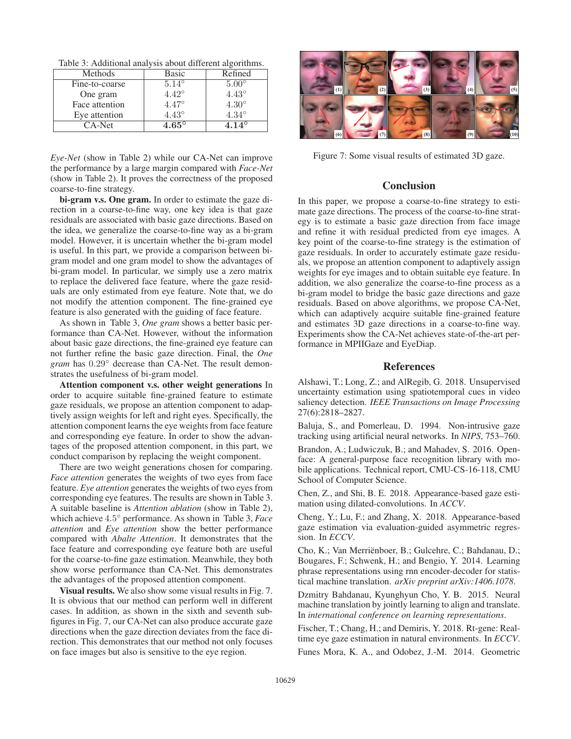Table 3: Additional analysis about different algorithms.

| Methods | Basic | Refined |
|---|---|---|
| Fine-to-coarse | $5.14°$ | $5.00°$ |
| One gram | $4.42°$ | $4.43°$ |
| Face attention | $4.47°$ | $4.30°$ |
| Eye attention | $4.43°$ | $4.34°$ |
| CA-Net | $\mathbf{4.65°}$ | $\mathbf{4.14°}$ |

*Eye-Net* (show in Table 2) while our CA-Net can improve the performance by a large margin compared with *Face-Net* (show in Table 2). It proves the correctness of the proposed coarse-to-fine strategy.

**bi-gram v.s. One gram.** In order to estimate the gaze direction in a coarse-to-fine way, one key idea is that gaze residuals are associated with basic gaze directions. Based on the idea, we generalize the coarse-to-fine way as a bi-gram model. However, it is uncertain whether the bi-gram model is useful. In this part, we provide a comparison between bi-gram model and one gram model to show the advantages of bi-gram model. In particular, we simply use a zero matrix to replace the delivered face feature, where the gaze residuals are only estimated from eye feature. Note that, we do not modify the attention component. The fine-grained eye feature is also generated with the guiding of face feature.

As shown in Table 3, *One gram* shows a better basic performance than CA-Net. However, without the information about basic gaze directions, the fine-grained eye feature can not further refine the basic gaze direction. Final, the *One gram* has $0.29°$ decrease than CA-Net. The result demonstrates the usefulness of bi-gram model.

**Attention component v.s. other weight generations** In order to acquire suitable fine-grained feature to estimate gaze residuals, we propose an attention component to adaptively assign weights for left and right eyes. Specifically, the attention component learns the eye weights from face feature and corresponding eye feature. In order to show the advantages of the proposed attention component, in this part, we conduct comparison by replacing the weight component.

There are two weight generations chosen for comparing. *Face attention* generates the weights of two eyes from face feature. *Eye attention* generates the weights of two eyes from corresponding eye features. The results are shown in Table 3. A suitable baseline is *Attention ablation* (show in Table 2), which achieve $4.5°$ performance. As shown in Table 3, *Face attention* and *Eye attention* show the better performance compared with *Abalte Attention*. It demonstrates that the face feature and corresponding eye feature both are useful for the coarse-to-fine gaze estimation. Meanwhile, they both show worse performance than CA-Net. This demonstrates the advantages of the proposed attention component.

**Visual results.** We also show some visual results in Fig. 7. It is obvious that our method can perform well in different cases. In addition, as shown in the sixth and seventh sub-figures in Fig. 7, our CA-Net can also produce accurate gaze directions when the gaze direction deviates from the face direction. This demonstrates that our method not only focuses on face images but also is sensitive to the eye region.

Figure 7: Some visual results of estimated 3D gaze.

## Conclusion

In this paper, we propose a coarse-to-fine strategy to estimate gaze directions. The process of the coarse-to-fine strategy is to estimate a basic gaze direction from face image and refine it with residual predicted from eye images. A key point of the coarse-to-fine strategy is the estimation of gaze residuals. In order to accurately estimate gaze residuals, we propose an attention component to adaptively assign weights for eye images and to obtain suitable eye feature. In addition, we also generalize the coarse-to-fine process as a bi-gram model to bridge the basic gaze directions and gaze residuals. Based on above algorithms, we propose CA-Net, which can adaptively acquire suitable fine-grained feature and estimates 3D gaze directions in a coarse-to-fine way. Experiments show the CA-Net achieves state-of-the-art performance in MPIIGaze and EyeDiap.

## References

Alshawi, T.; Long, Z.; and AlRegib, G. 2018. Unsupervised uncertainty estimation using spatiotemporal cues in video saliency detection. *IEEE Transactions on Image Processing* 27(6):2818–2827.

Baluja, S., and Pomerleau, D. 1994. Non-intrusive gaze tracking using artificial neural networks. In *NIPS*, 753–760.

Brandon, A.; Ludwiczuk, B.; and Mahadev, S. 2016. Openface: A general-purpose face recognition library with mobile applications. Technical report, CMU-CS-16-118, CMU School of Computer Science.

Chen, Z., and Shi, B. E. 2018. Appearance-based gaze estimation using dilated-convolutions. In *ACCV*.

Cheng, Y.; Lu, F.; and Zhang, X. 2018. Appearance-based gaze estimation via evaluation-guided asymmetric regression. In *ECCV*.

Cho, K.; Van Merriënboer, B.; Gulcehre, C.; Bahdanau, D.; Bougares, F.; Schwenk, H.; and Bengio, Y. 2014. Learning phrase representations using rnn encoder-decoder for statistical machine translation. *arXiv preprint arXiv:1406.1078*.

Dzmitry Bahdanau, Kyunghyun Cho, Y. B. 2015. Neural machine translation by jointly learning to align and translate. In *international conference on learning representations*.

Fischer, T.; Chang, H.; and Demiris, Y. 2018. Rt-gene: Real-time eye gaze estimation in natural environments. In *ECCV*.

Funes Mora, K. A., and Odobez, J.-M. 2014. Geometric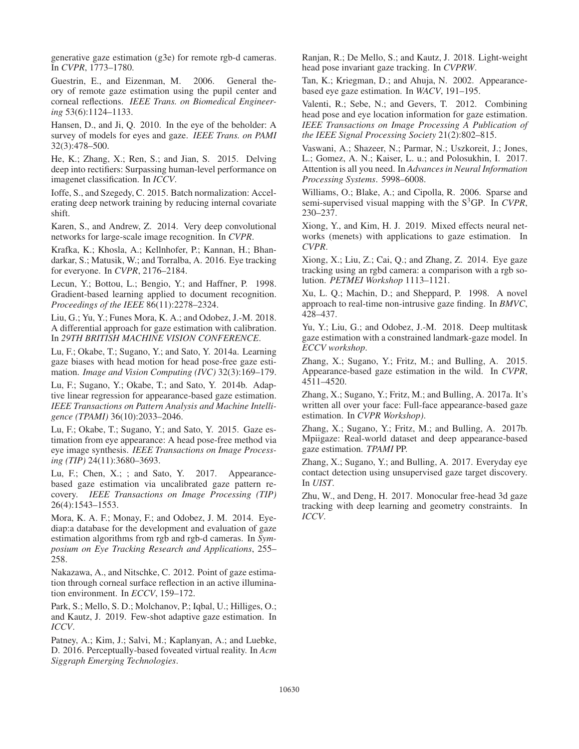generative gaze estimation (g3e) for remote rgb-d cameras. In *CVPR*, 1773–1780.

Guestrin, E., and Eizenman, M. 2006. General theory of remote gaze estimation using the pupil center and corneal reflections. *IEEE Trans. on Biomedical Engineering* 53(6):1124–1133.

Hansen, D., and Ji, Q. 2010. In the eye of the beholder: A survey of models for eyes and gaze. *IEEE Trans. on PAMI* 32(3):478–500.

He, K.; Zhang, X.; Ren, S.; and Jian, S. 2015. Delving deep into rectifiers: Surpassing human-level performance on imagenet classification. In *ICCV*.

Ioffe, S., and Szegedy, C. 2015. Batch normalization: Accelerating deep network training by reducing internal covariate shift.

Karen, S., and Andrew, Z. 2014. Very deep convolutional networks for large-scale image recognition. In *CVPR*.

Krafka, K.; Khosla, A.; Kellnhofer, P.; Kannan, H.; Bhandarkar, S.; Matusik, W.; and Torralba, A. 2016. Eye tracking for everyone. In *CVPR*, 2176–2184.

Lecun, Y.; Bottou, L.; Bengio, Y.; and Haffner, P. 1998. Gradient-based learning applied to document recognition. *Proceedings of the IEEE* 86(11):2278–2324.

Liu, G.; Yu, Y.; Funes Mora, K. A.; and Odobez, J.-M. 2018. A differential approach for gaze estimation with calibration. In *29TH BRITISH MACHINE VISION CONFERENCE*.

Lu, F.; Okabe, T.; Sugano, Y.; and Sato, Y. 2014a. Learning gaze biases with head motion for head pose-free gaze estimation. *Image and Vision Computing (IVC)* 32(3):169–179.

Lu, F.; Sugano, Y.; Okabe, T.; and Sato, Y. 2014b. Adaptive linear regression for appearance-based gaze estimation. *IEEE Transactions on Pattern Analysis and Machine Intelligence (TPAMI)* 36(10):2033–2046.

Lu, F.; Okabe, T.; Sugano, Y.; and Sato, Y. 2015. Gaze estimation from eye appearance: A head pose-free method via eye image synthesis. *IEEE Transactions on Image Processing (TIP)* 24(11):3680–3693.

Lu, F.; Chen, X.; ; and Sato, Y. 2017. Appearance-based gaze estimation via uncalibrated gaze pattern recovery. *IEEE Transactions on Image Processing (TIP)* 26(4):1543–1553.

Mora, K. A. F.; Monay, F.; and Odobez, J. M. 2014. Eyediap:a database for the development and evaluation of gaze estimation algorithms from rgb and rgb-d cameras. In *Symposium on Eye Tracking Research and Applications*, 255–258.

Nakazawa, A., and Nitschke, C. 2012. Point of gaze estimation through corneal surface reflection in an active illumination environment. In *ECCV*, 159–172.

Park, S.; Mello, S. D.; Molchanov, P.; Iqbal, U.; Hilliges, O.; and Kautz, J. 2019. Few-shot adaptive gaze estimation. In *ICCV*.

Patney, A.; Kim, J.; Salvi, M.; Kaplanyan, A.; and Luebke, D. 2016. Perceptually-based foveated virtual reality. In *Acm Siggraph Emerging Technologies*.

Ranjan, R.; De Mello, S.; and Kautz, J. 2018. Light-weight head pose invariant gaze tracking. In *CVPRW*.

Tan, K.; Kriegman, D.; and Ahuja, N. 2002. Appearance-based eye gaze estimation. In *WACV*, 191–195.

Valenti, R.; Sebe, N.; and Gevers, T. 2012. Combining head pose and eye location information for gaze estimation. *IEEE Transactions on Image Processing A Publication of the IEEE Signal Processing Society* 21(2):802–815.

Vaswani, A.; Shazeer, N.; Parmar, N.; Uszkoreit, J.; Jones, L.; Gomez, A. N.; Kaiser, L. u.; and Polosukhin, I. 2017. Attention is all you need. In *Advances in Neural Information Processing Systems*. 5998–6008.

Williams, O.; Blake, A.; and Cipolla, R. 2006. Sparse and semi-supervised visual mapping with the $S^3$GP. In *CVPR*, 230–237.

Xiong, Y., and Kim, H. J. 2019. Mixed effects neural networks (menets) with applications to gaze estimation. In *CVPR*.

Xiong, X.; Liu, Z.; Cai, Q.; and Zhang, Z. 2014. Eye gaze tracking using an rgbd camera: a comparison with a rgb solution. *PETMEI Workshop* 1113–1121.

Xu, L. Q.; Machin, D.; and Sheppard, P. 1998. A novel approach to real-time non-intrusive gaze finding. In *BMVC*, 428–437.

Yu, Y.; Liu, G.; and Odobez, J.-M. 2018. Deep multitask gaze estimation with a constrained landmark-gaze model. In *ECCV workshop*.

Zhang, X.; Sugano, Y.; Fritz, M.; and Bulling, A. 2015. Appearance-based gaze estimation in the wild. In *CVPR*, 4511–4520.

Zhang, X.; Sugano, Y.; Fritz, M.; and Bulling, A. 2017a. It's written all over your face: Full-face appearance-based gaze estimation. In *CVPR Workshop)*.

Zhang, X.; Sugano, Y.; Fritz, M.; and Bulling, A. 2017b. Mpiigaze: Real-world dataset and deep appearance-based gaze estimation. *TPAMI* PP.

Zhang, X.; Sugano, Y.; and Bulling, A. 2017. Everyday eye contact detection using unsupervised gaze target discovery. In *UIST*.

Zhu, W., and Deng, H. 2017. Monocular free-head 3d gaze tracking with deep learning and geometry constraints. In *ICCV*.